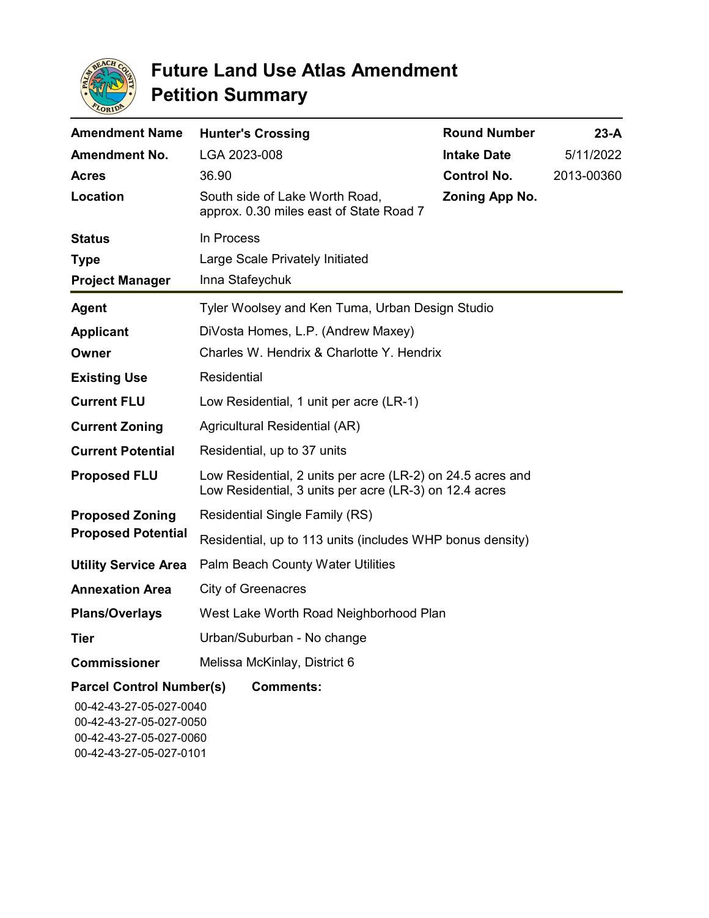# Future Land Use Atlas Amendment Petition Summary

| | | | |
|---|---|---|---|
| **Amendment Name** | **Hunter's Crossing** | **Round Number** | **23-A** |
| **Amendment No.** | LGA 2023-008 | **Intake Date** | 5/11/2022 |
| **Acres** | 36.90 | **Control No.** | 2013-00360 |
| **Location** | South side of Lake Worth Road, approx. 0.30 miles east of State Road 7 | **Zoning App No.** | |
| **Status** | In Process | | |
| **Type** | Large Scale Privately Initiated | | |
| **Project Manager** | Inna Stafeychuk | | |

| | |
|---|---|
| **Agent** | Tyler Woolsey and Ken Tuma, Urban Design Studio |
| **Applicant** | DiVosta Homes, L.P. (Andrew Maxey) |
| **Owner** | Charles W. Hendrix & Charlotte Y. Hendrix |
| **Existing Use** | Residential |
| **Current FLU** | Low Residential, 1 unit per acre (LR-1) |
| **Current Zoning** | Agricultural Residential (AR) |
| **Current Potential** | Residential, up to 37 units |
| **Proposed FLU** | Low Residential, 2 units per acre (LR-2) on 24.5 acres and Low Residential, 3 units per acre (LR-3) on 12.4 acres |
| **Proposed Zoning** | Residential Single Family (RS) |
| **Proposed Potential** | Residential, up to 113 units (includes WHP bonus density) |
| **Utility Service Area** | Palm Beach County Water Utilities |
| **Annexation Area** | City of Greenacres |
| **Plans/Overlays** | West Lake Worth Road Neighborhood Plan |
| **Tier** | Urban/Suburban - No change |
| **Commissioner** | Melissa McKinlay, District 6 |

**Parcel Control Number(s)**

00-42-43-27-05-027-0040
00-42-43-27-05-027-0050
00-42-43-27-05-027-0060
00-42-43-27-05-027-0101

**Comments:**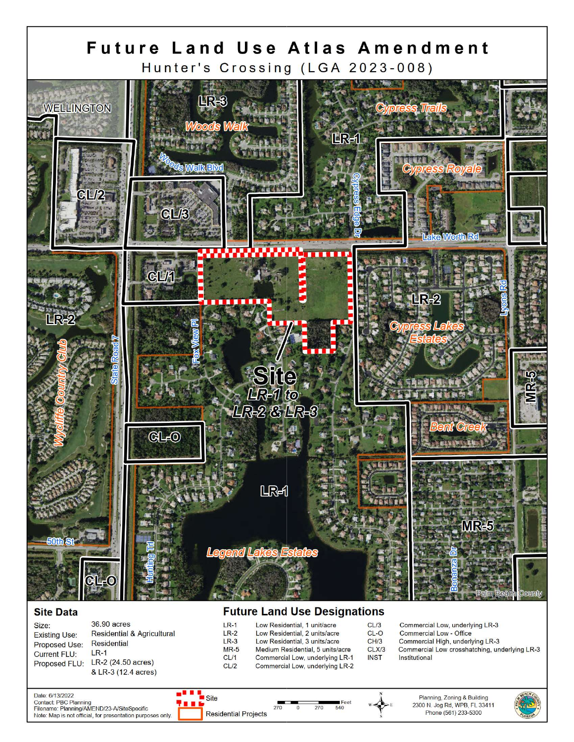# Future Land Use Atlas Amendment

Hunter's Crossing (LGA 2023-008)

WELLINGTON

LR-3

Woods Walk

Woods Walk Blvd

Cypress Trails

LR-1

Cypress Royale

Cypress Edge Dr

CL/2

CL/3

Lake Worth Rd

CL/1

LR-2

LR-2

Lyons Rd

Cypress Lakes Estates

Fox View Pl

State Road 7

Wycliffe Country Club

Site
LR-1 to
LR-2 & LR-3

MR-5

Bent Creek

CL-O

LR-1

MR-5

50th St

Hunting Trl

Legend Lakes Estates

Bonanza Dr

CL-O

Palm Beach County

## Site Data

| | |
|---|---|
| Size: | 36.90 acres |
| Existing Use: | Residential & Agricultural |
| Proposed Use: | Residential |
| Current FLU: | LR-1 |
| Proposed FLU: | LR-2 (24.50 acres) & LR-3 (12.4 acres) |

## Future Land Use Designations

| | | | |
|---|---|---|---|
| LR-1 | Low Residential, 1 unit/acre | CL/3 | Commercial Low, underlying LR-3 |
| LR-2 | Low Residential, 2 units/acre | CL-O | Commercial Low - Office |
| LR-3 | Low Residential, 3 units/acre | CH/3 | Commercial High, underlying LR-3 |
| MR-5 | Medium Residential, 5 units/acre | CLX/3 | Commercial Low crosshatching, underlying LR-3 |
| CL/1 | Commercial Low, underlying LR-1 | INST | Institutional |
| CL/2 | Commercial Low, underlying LR-2 | | |

Date: 6/13/2022
Contact: PBC Planning
Filename: Planning/AMEND/23-A/SiteSpecific
Note: Map is not official, for presentation purposes only.

Site

Residential Projects

270 0 270 540 Feet

Planning, Zoning & Building
2300 N. Jog Rd, WPB, FL 33411
Phone (561) 233-5300